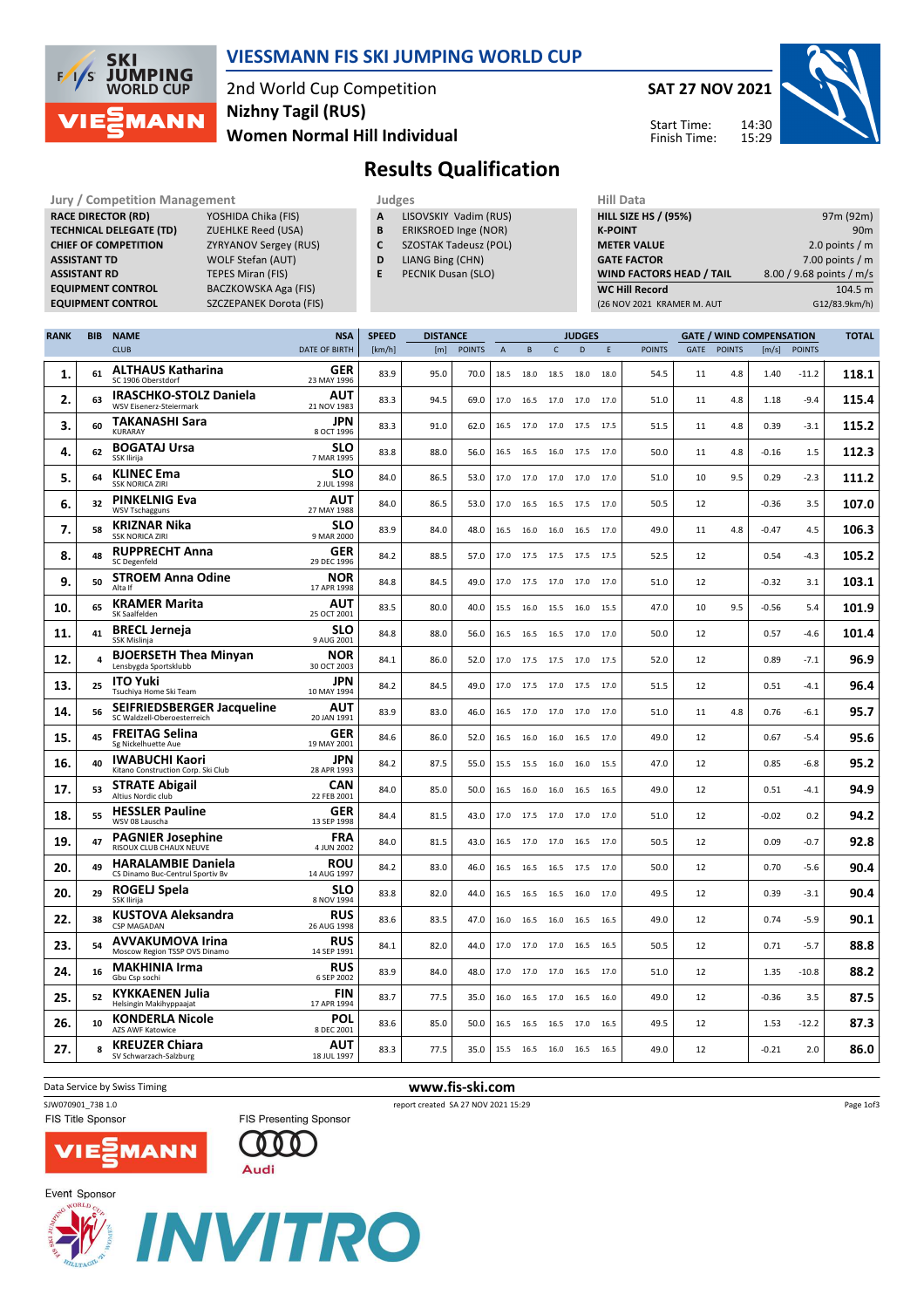# VIESSMANN FIS SKI JUMPING WORLD CUP

2nd World Cup Competition
Nizhny Tagil (RUS)
Women Normal Hill Individual

**SAT 27 NOV 2021**

Start Time: 14:30
Finish Time: 15:29

## Results Qualification

| Jury / Competition Management | |
|---|---|
| RACE DIRECTOR (RD) | YOSHIDA Chika (FIS) |
| TECHNICAL DELEGATE (TD) | ZUEHLKE Reed (USA) |
| CHIEF OF COMPETITION | ZYRYANOV Sergey (RUS) |
| ASSISTANT TD | WOLF Stefan (AUT) |
| ASSISTANT RD | TEPES Miran (FIS) |
| EQUIPMENT CONTROL | BACZKOWSKA Aga (FIS) |
| EQUIPMENT CONTROL | SZCZEPANEK Dorota (FIS) |

| Judges | |
|---|---|
| A | LISOVSKIY Vadim (RUS) |
| B | ERIKSROED Inge (NOR) |
| C | SZOSTAK Tadeusz (POL) |
| D | LIANG Bing (CHN) |
| E | PECNIK Dusan (SLO) |

| Hill Data | |
|---|---|
| HILL SIZE HS / (95%) | 97m (92m) |
| K-POINT | 90m |
| METER VALUE | 2.0 points / m |
| GATE FACTOR | 7.00 points / m |
| WIND FACTORS HEAD / TAIL | 8.00 / 9.68 points / m/s |
| WC Hill Record | 104.5 m |
| (26 NOV 2021 KRAMER M. AUT | G12/83.9km/h) |

| RANK | BIB | NAME / CLUB | NSA / DATE OF BIRTH | SPEED [km/h] | DISTANCE [m] | DISTANCE POINTS | A | B | C | D | E | JUDGES POINTS | GATE | GATE POINTS | WIND [m/s] | WIND POINTS | TOTAL |
|---|---|---|---|---|---|---|---|---|---|---|---|---|---|---|---|---|---|
| 1. | 61 | ALTHAUS Katharina / SC 1906 Oberstdorf | GER / 23 MAY 1996 | 83.9 | 95.0 | 70.0 | 18.5 | 18.0 | 18.5 | 18.0 | 18.0 | 54.5 | 11 | 4.8 | 1.40 | -11.2 | 118.1 |
| 2. | 63 | IRASCHKO-STOLZ Daniela / WSV Eisenerz-Steiermark | AUT / 21 NOV 1983 | 83.3 | 94.5 | 69.0 | 17.0 | 16.5 | 17.0 | 17.0 | 17.0 | 51.0 | 11 | 4.8 | 1.18 | -9.4 | 115.4 |
| 3. | 60 | TAKANASHI Sara / KURARAY | JPN / 8 OCT 1996 | 83.3 | 91.0 | 62.0 | 16.5 | 17.0 | 17.0 | 17.5 | 17.5 | 51.5 | 11 | 4.8 | 0.39 | -3.1 | 115.2 |
| 4. | 62 | BOGATAJ Ursa / SSK Ilirija | SLO / 7 MAR 1995 | 83.8 | 88.0 | 56.0 | 16.5 | 16.5 | 16.0 | 17.5 | 17.0 | 50.0 | 11 | 4.8 | -0.16 | 1.5 | 112.3 |
| 5. | 64 | KLINEC Ema / SSK NORICA ZIRI | SLO / 2 JUL 1998 | 84.0 | 86.5 | 53.0 | 17.0 | 17.0 | 17.0 | 17.0 | 17.0 | 51.0 | 10 | 9.5 | 0.29 | -2.3 | 111.2 |
| 6. | 32 | PINKELNIG Eva / WSV Tschagguns | AUT / 27 MAY 1988 | 84.0 | 86.5 | 53.0 | 17.0 | 16.5 | 16.5 | 17.5 | 17.0 | 50.5 | 12 | | -0.36 | 3.5 | 107.0 |
| 7. | 58 | KRIZNAR Nika / SSK NORICA ZIRI | SLO / 9 MAR 2000 | 83.9 | 84.0 | 48.0 | 16.5 | 16.0 | 16.0 | 16.5 | 17.0 | 49.0 | 11 | 4.8 | -0.47 | 4.5 | 106.3 |
| 8. | 48 | RUPPRECHT Anna / SC Degenfeld | GER / 29 DEC 1996 | 84.2 | 88.5 | 57.0 | 17.0 | 17.5 | 17.5 | 17.5 | 17.5 | 52.5 | 12 | | 0.54 | -4.3 | 105.2 |
| 9. | 50 | STROEM Anna Odine / Alta If | NOR / 17 APR 1998 | 84.8 | 84.5 | 49.0 | 17.0 | 17.5 | 17.0 | 17.0 | 17.0 | 51.0 | 12 | | -0.32 | 3.1 | 103.1 |
| 10. | 65 | KRAMER Marita / SK Saalfelden | AUT / 25 OCT 2001 | 83.5 | 80.0 | 40.0 | 15.5 | 16.0 | 15.5 | 16.0 | 15.5 | 47.0 | 10 | 9.5 | -0.56 | 5.4 | 101.9 |
| 11. | 41 | BRECL Jerneja / SSK Mislinja | SLO / 9 AUG 2001 | 84.8 | 88.0 | 56.0 | 16.5 | 16.5 | 16.5 | 17.0 | 17.0 | 50.0 | 12 | | 0.57 | -4.6 | 101.4 |
| 12. | 4 | BJOERSETH Thea Minyan / Lensbygda Sportsklubb | NOR / 30 OCT 2003 | 84.1 | 86.0 | 52.0 | 17.0 | 17.5 | 17.5 | 17.0 | 17.5 | 52.0 | 12 | | 0.89 | -7.1 | 96.9 |
| 13. | 25 | ITO Yuki / Tsuchiya Home Ski Team | JPN / 10 MAY 1994 | 84.2 | 84.5 | 49.0 | 17.0 | 17.5 | 17.0 | 17.5 | 17.0 | 51.5 | 12 | | 0.51 | -4.1 | 96.4 |
| 14. | 56 | SEIFRIEDSBERGER Jacqueline / SC Waldzell-Oberoesterreich | AUT / 20 JAN 1991 | 83.9 | 83.0 | 46.0 | 16.5 | 17.0 | 17.0 | 17.0 | 17.0 | 51.0 | 11 | 4.8 | 0.76 | -6.1 | 95.7 |
| 15. | 45 | FREITAG Selina / Sg Nickelhuette Aue | GER / 19 MAY 2001 | 84.6 | 86.0 | 52.0 | 16.5 | 16.0 | 16.0 | 16.5 | 17.0 | 49.0 | 12 | | 0.67 | -5.4 | 95.6 |
| 16. | 40 | IWABUCHI Kaori / Kitano Construction Corp. Ski Club | JPN / 28 APR 1993 | 84.2 | 87.5 | 55.0 | 15.5 | 15.5 | 16.0 | 16.0 | 15.5 | 47.0 | 12 | | 0.85 | -6.8 | 95.2 |
| 17. | 53 | STRATE Abigail / Altius Nordic club | CAN / 22 FEB 2001 | 84.0 | 85.0 | 50.0 | 16.5 | 16.0 | 16.0 | 16.5 | 16.5 | 49.0 | 12 | | 0.51 | -4.1 | 94.9 |
| 18. | 55 | HESSLER Pauline / WSV 08 Lauscha | GER / 13 SEP 1998 | 84.4 | 81.5 | 43.0 | 17.0 | 17.5 | 17.0 | 17.0 | 17.0 | 51.0 | 12 | | -0.02 | 0.2 | 94.2 |
| 19. | 47 | PAGNIER Josephine / RISOUX CLUB CHAUX NEUVE | FRA / 4 JUN 2002 | 84.0 | 81.5 | 43.0 | 16.5 | 17.0 | 17.0 | 16.5 | 17.0 | 50.5 | 12 | | 0.09 | -0.7 | 92.8 |
| 20. | 49 | HARALAMBIE Daniela / CS Dinamo Buc-Centrul Sportiv Bv | ROU / 14 AUG 1997 | 84.2 | 83.0 | 46.0 | 16.5 | 16.5 | 16.5 | 17.5 | 17.0 | 50.0 | 12 | | 0.70 | -5.6 | 90.4 |
| 20. | 29 | ROGELJ Spela / SSK Ilirija | SLO / 8 NOV 1994 | 83.8 | 82.0 | 44.0 | 16.5 | 16.5 | 16.5 | 16.0 | 17.0 | 49.5 | 12 | | 0.39 | -3.1 | 90.4 |
| 22. | 38 | KUSTOVA Aleksandra / CSP MAGADAN | RUS / 26 AUG 1998 | 83.6 | 83.5 | 47.0 | 16.0 | 16.5 | 16.0 | 16.5 | 16.5 | 49.0 | 12 | | 0.74 | -5.9 | 90.1 |
| 23. | 54 | AVVAKUMOVA Irina / Moscow Region TSSP OVS Dinamo | RUS / 14 SEP 1991 | 84.1 | 82.0 | 44.0 | 17.0 | 17.0 | 17.0 | 16.5 | 16.5 | 50.5 | 12 | | 0.71 | -5.7 | 88.8 |
| 24. | 16 | MAKHINIA Irma / Gbu Csp sochi | RUS / 6 SEP 2002 | 83.9 | 84.0 | 48.0 | 17.0 | 17.0 | 17.0 | 16.5 | 17.0 | 51.0 | 12 | | 1.35 | -10.8 | 88.2 |
| 25. | 52 | KYKKAENEN Julia / Helsingin Makihyppaajat | FIN / 17 APR 1994 | 83.7 | 77.5 | 35.0 | 16.0 | 16.5 | 17.0 | 16.5 | 16.0 | 49.0 | 12 | | -0.36 | 3.5 | 87.5 |
| 26. | 10 | KONDERLA Nicole / AZS AWF Katowice | POL / 8 DEC 2001 | 83.6 | 85.0 | 50.0 | 16.5 | 16.5 | 16.5 | 17.0 | 16.5 | 49.5 | 12 | | 1.53 | -12.2 | 87.3 |
| 27. | 8 | KREUZER Chiara / SV Schwarzach-Salzburg | AUT / 18 JUL 1997 | 83.3 | 77.5 | 35.0 | 15.5 | 16.5 | 16.0 | 16.5 | 16.5 | 49.0 | 12 | | -0.21 | 2.0 | 86.0 |

Data Service by Swiss Timing
www.fis-ski.com
SJW070901_73B 1.0 report created SA 27 NOV 2021 15:29

FIS Title Sponsor: VIESSMANN
FIS Presenting Sponsor: Audi
Event Sponsor: INVITRO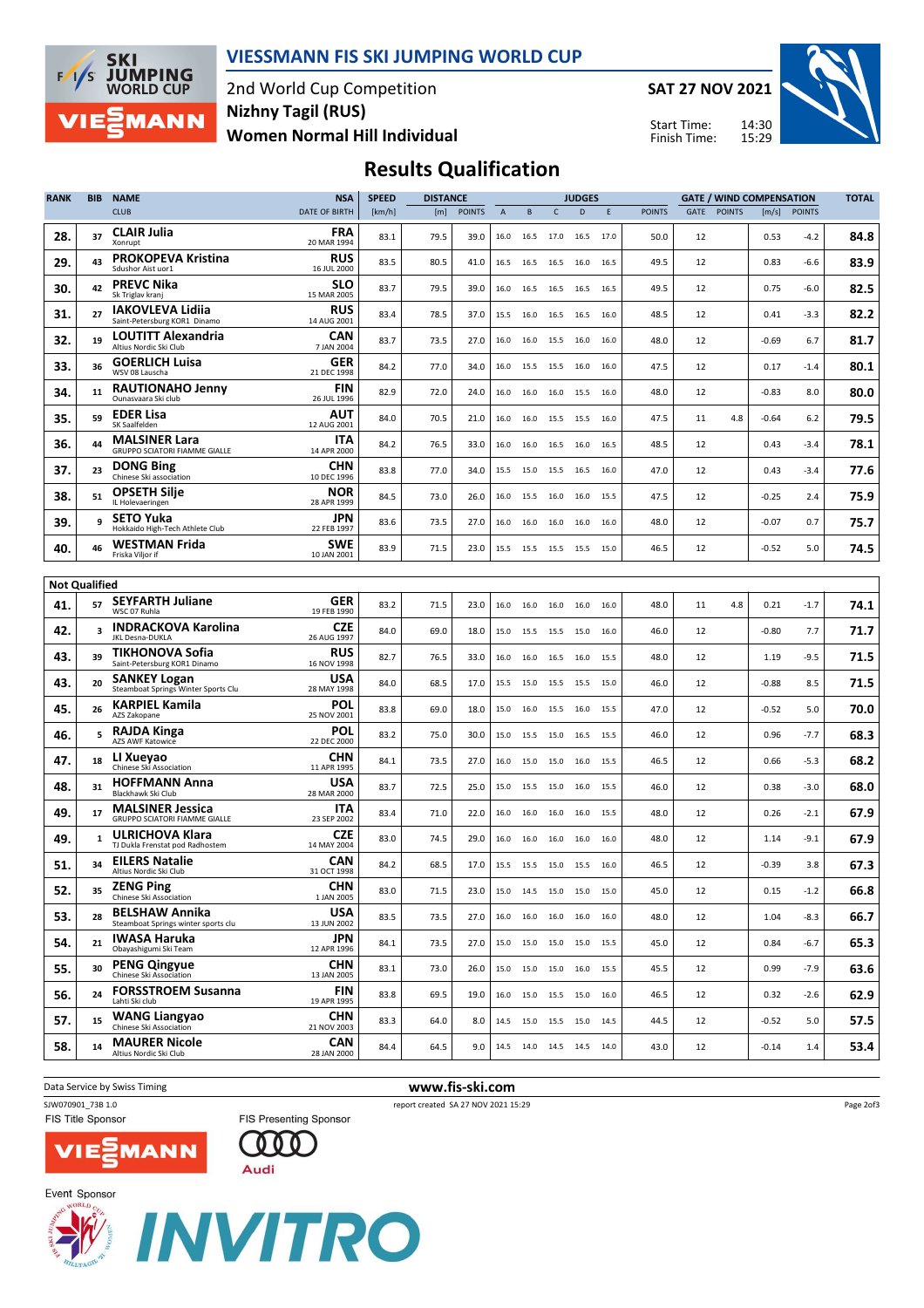# VIESSMANN FIS SKI JUMPING WORLD CUP

2nd World Cup Competition
**Nizhny Tagil (RUS)**
**Women Normal Hill Individual**

**SAT 27 NOV 2021**

Start Time: 14:30
Finish Time: 15:29

## Results Qualification

| RANK | BIB | NAME / CLUB | NSA / DATE OF BIRTH | SPEED [km/h] | DISTANCE [m] | DISTANCE POINTS | A | B | C | D | E | JUDGES POINTS | GATE | GATE POINTS | WIND [m/s] | WIND POINTS | TOTAL |
|---|---|---|---|---|---|---|---|---|---|---|---|---|---|---|---|---|---|
| 28. | 37 | **CLAIR Julia** Xonrupt | **FRA** 20 MAR 1994 | 83.1 | 79.5 | 39.0 | 16.0 | 16.5 | 17.0 | 16.5 | 17.0 | 50.0 | 12 | | 0.53 | -4.2 | **84.8** |
| 29. | 43 | **PROKOPEVA Kristina** Sdushor Aist uor1 | **RUS** 16 JUL 2000 | 83.5 | 80.5 | 41.0 | 16.5 | 16.5 | 16.5 | 16.0 | 16.5 | 49.5 | 12 | | 0.83 | -6.6 | **83.9** |
| 30. | 42 | **PREVC Nika** Sk Triglav kranj | **SLO** 15 MAR 2005 | 83.7 | 79.5 | 39.0 | 16.0 | 16.5 | 16.5 | 16.5 | 16.5 | 49.5 | 12 | | 0.75 | -6.0 | **82.5** |
| 31. | 27 | **IAKOVLEVA Lidiia** Saint-Petersburg KOR1 Dinamo | **RUS** 14 AUG 2001 | 83.4 | 78.5 | 37.0 | 15.5 | 16.0 | 16.5 | 16.5 | 16.0 | 48.5 | 12 | | 0.41 | -3.3 | **82.2** |
| 32. | 19 | **LOUTITT Alexandria** Altius Nordic Ski Club | **CAN** 7 JAN 2004 | 83.7 | 73.5 | 27.0 | 16.0 | 16.0 | 15.5 | 16.0 | 16.0 | 48.0 | 12 | | -0.69 | 6.7 | **81.7** |
| 33. | 36 | **GOERLICH Luisa** WSV 08 Lauscha | **GER** 21 DEC 1998 | 84.2 | 77.0 | 34.0 | 16.0 | 15.5 | 15.5 | 16.0 | 16.0 | 47.5 | 12 | | 0.17 | -1.4 | **80.1** |
| 34. | 11 | **RAUTIONAHO Jenny** Ounasvaara Ski club | **FIN** 26 JUL 1996 | 82.9 | 72.0 | 24.0 | 16.0 | 16.0 | 16.0 | 15.5 | 16.0 | 48.0 | 12 | | -0.83 | 8.0 | **80.0** |
| 35. | 59 | **EDER Lisa** SK Saalfelden | **AUT** 12 AUG 2001 | 84.0 | 70.5 | 21.0 | 16.0 | 16.0 | 15.5 | 15.5 | 16.0 | 47.5 | 11 | 4.8 | -0.64 | 6.2 | **79.5** |
| 36. | 44 | **MALSINER Lara** GRUPPO SCIATORI FIAMME GIALLE | **ITA** 14 APR 2000 | 84.2 | 76.5 | 33.0 | 16.0 | 16.0 | 16.5 | 16.0 | 16.5 | 48.5 | 12 | | 0.43 | -3.4 | **78.1** |
| 37. | 23 | **DONG Bing** Chinese Ski association | **CHN** 10 DEC 1996 | 83.8 | 77.0 | 34.0 | 15.5 | 15.0 | 15.5 | 16.5 | 16.0 | 47.0 | 12 | | 0.43 | -3.4 | **77.6** |
| 38. | 51 | **OPSETH Silje** IL Holevaeringen | **NOR** 28 APR 1999 | 84.5 | 73.0 | 26.0 | 16.0 | 15.5 | 16.0 | 16.0 | 15.5 | 47.5 | 12 | | -0.25 | 2.4 | **75.9** |
| 39. | 9 | **SETO Yuka** Hokkaido High-Tech Athlete Club | **JPN** 22 FEB 1997 | 83.6 | 73.5 | 27.0 | 16.0 | 16.0 | 16.0 | 16.0 | 16.0 | 48.0 | 12 | | -0.07 | 0.7 | **75.7** |
| 40. | 46 | **WESTMAN Frida** Friska Viljor if | **SWE** 10 JAN 2001 | 83.9 | 71.5 | 23.0 | 15.5 | 15.5 | 15.5 | 15.5 | 15.0 | 46.5 | 12 | | -0.52 | 5.0 | **74.5** |
| **Not Qualified** | | | | | | | | | | | | | | | | | |
| 41. | 57 | **SEYFARTH Juliane** WSC 07 Ruhla | **GER** 19 FEB 1990 | 83.2 | 71.5 | 23.0 | 16.0 | 16.0 | 16.0 | 16.0 | 16.0 | 48.0 | 11 | 4.8 | 0.21 | -1.7 | **74.1** |
| 42. | 3 | **INDRACKOVA Karolina** JKL Desna-DUKLA | **CZE** 26 AUG 1997 | 84.0 | 69.0 | 18.0 | 15.0 | 15.5 | 15.5 | 15.0 | 16.0 | 46.0 | 12 | | -0.80 | 7.7 | **71.7** |
| 43. | 39 | **TIKHONOVA Sofia** Saint-Petersburg KOR1 Dinamo | **RUS** 16 NOV 1998 | 82.7 | 76.5 | 33.0 | 16.0 | 16.0 | 16.5 | 16.0 | 15.5 | 48.0 | 12 | | 1.19 | -9.5 | **71.5** |
| 43. | 20 | **SANKEY Logan** Steamboat Springs Winter Sports Clu | **USA** 28 MAY 1998 | 84.0 | 68.5 | 17.0 | 15.5 | 15.0 | 15.5 | 15.5 | 15.0 | 46.0 | 12 | | -0.88 | 8.5 | **71.5** |
| 45. | 26 | **KARPIEL Kamila** AZS Zakopane | **POL** 25 NOV 2001 | 83.8 | 69.0 | 18.0 | 15.0 | 16.0 | 15.5 | 16.0 | 15.5 | 47.0 | 12 | | -0.52 | 5.0 | **70.0** |
| 46. | 5 | **RAJDA Kinga** AZS AWF Katowice | **POL** 22 DEC 2000 | 83.2 | 75.0 | 30.0 | 15.0 | 15.5 | 15.0 | 16.5 | 15.5 | 46.0 | 12 | | 0.96 | -7.7 | **68.3** |
| 47. | 18 | **LI Xueyao** Chinese Ski Association | **CHN** 11 APR 1995 | 84.1 | 73.5 | 27.0 | 16.0 | 15.0 | 15.0 | 16.0 | 15.5 | 46.5 | 12 | | 0.66 | -5.3 | **68.2** |
| 48. | 31 | **HOFFMANN Anna** Blackhawk Ski Club | **USA** 28 MAR 2000 | 83.7 | 72.5 | 25.0 | 15.0 | 15.5 | 15.0 | 16.0 | 15.5 | 46.0 | 12 | | 0.38 | -3.0 | **68.0** |
| 49. | 17 | **MALSINER Jessica** GRUPPO SCIATORI FIAMME GIALLE | **ITA** 23 SEP 2002 | 83.4 | 71.0 | 22.0 | 16.0 | 16.0 | 16.0 | 16.0 | 15.5 | 48.0 | 12 | | 0.26 | -2.1 | **67.9** |
| 49. | 1 | **ULRICHOVA Klara** TJ Dukla Frenstat pod Radhostem | **CZE** 14 MAY 2004 | 83.0 | 74.5 | 29.0 | 16.0 | 16.0 | 16.0 | 16.0 | 16.0 | 48.0 | 12 | | 1.14 | -9.1 | **67.9** |
| 51. | 34 | **EILERS Natalie** Altius Nordic Ski Club | **CAN** 31 OCT 1998 | 84.2 | 68.5 | 17.0 | 15.5 | 15.5 | 15.0 | 15.5 | 16.0 | 46.5 | 12 | | -0.39 | 3.8 | **67.3** |
| 52. | 35 | **ZENG Ping** Chinese Ski Association | **CHN** 1 JAN 2005 | 83.0 | 71.5 | 23.0 | 15.0 | 14.5 | 15.0 | 15.0 | 15.0 | 45.0 | 12 | | 0.15 | -1.2 | **66.8** |
| 53. | 28 | **BELSHAW Annika** Steamboat Springs winter sports clu | **USA** 13 JUN 2002 | 83.5 | 73.5 | 27.0 | 16.0 | 16.0 | 16.0 | 16.0 | 16.0 | 48.0 | 12 | | 1.04 | -8.3 | **66.7** |
| 54. | 21 | **IWASA Haruka** Obayashigumi Ski Team | **JPN** 12 APR 1996 | 84.1 | 73.5 | 27.0 | 15.0 | 15.0 | 15.0 | 15.0 | 15.5 | 45.0 | 12 | | 0.84 | -6.7 | **65.3** |
| 55. | 30 | **PENG Qingyue** Chinese Ski Association | **CHN** 13 JAN 2005 | 83.1 | 73.0 | 26.0 | 15.0 | 15.0 | 15.0 | 16.0 | 15.5 | 45.5 | 12 | | 0.99 | -7.9 | **63.6** |
| 56. | 24 | **FORSSTROEM Susanna** Lahti Ski club | **FIN** 19 APR 1995 | 83.8 | 69.5 | 19.0 | 16.0 | 15.0 | 15.5 | 15.0 | 16.0 | 46.5 | 12 | | 0.32 | -2.6 | **62.9** |
| 57. | 15 | **WANG Liangyao** Chinese Ski Association | **CHN** 21 NOV 2003 | 83.3 | 64.0 | 8.0 | 14.5 | 15.0 | 15.5 | 15.0 | 14.5 | 44.5 | 12 | | -0.52 | 5.0 | **57.5** |
| 58. | 14 | **MAURER Nicole** Altius Nordic Ski Club | **CAN** 28 JAN 2000 | 84.4 | 64.5 | 9.0 | 14.5 | 14.0 | 14.5 | 14.5 | 14.0 | 43.0 | 12 | | -0.14 | 1.4 | **53.4** |

Data Service by Swiss Timing

www.fis-ski.com

SJW070901_73B 1.0 report created SA 27 NOV 2021 15:29

FIS Title Sponsor: VIESSMANN
FIS Presenting Sponsor: Audi
Event Sponsor: INVITRO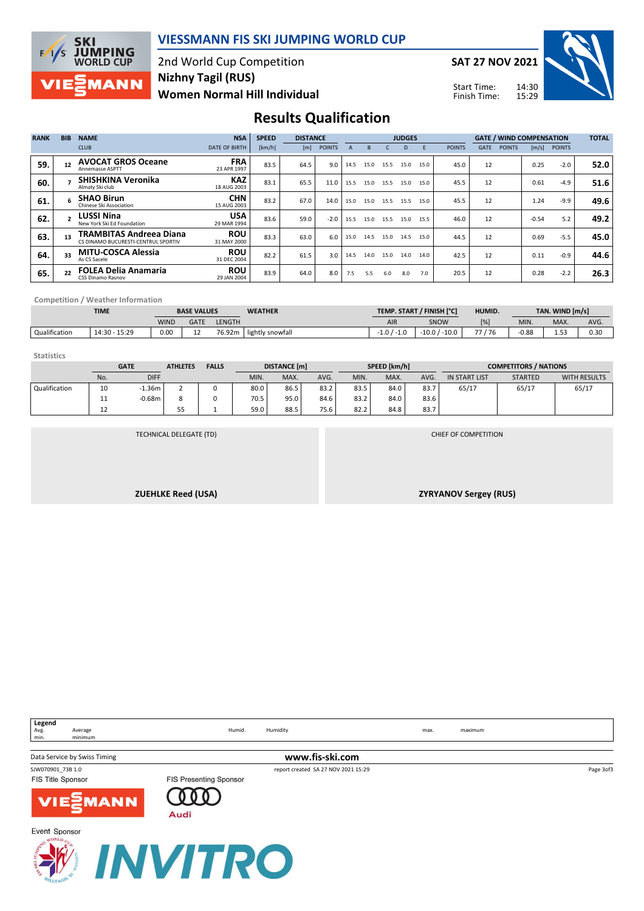# VIESSMANN FIS SKI JUMPING WORLD CUP

2nd World Cup Competition
**Nizhny Tagil (RUS)**
**Women Normal Hill Individual**

**SAT 27 NOV 2021**
Start Time: 14:30
Finish Time: 15:29

## Results Qualification

| RANK | BIB | NAME / CLUB | NSA / DATE OF BIRTH | SPEED [km/h] | DISTANCE [m] | DISTANCE POINTS | A | B | C | D | E | JUDGES POINTS | GATE | GATE POINTS | WIND [m/s] | WIND POINTS | TOTAL |
|---|---|---|---|---|---|---|---|---|---|---|---|---|---|---|---|---|---|
| 59. | 12 | **AVOCAT GROS Oceane** Annemasse ASPTT | **FRA** 23 APR 1997 | 83.5 | 64.5 | 9.0 | 14.5 | 15.0 | 15.5 | 15.0 | 15.0 | 45.0 | 12 | | 0.25 | -2.0 | **52.0** |
| 60. | 7 | **SHISHKINA Veronika** Almaty Ski club | **KAZ** 18 AUG 2003 | 83.1 | 65.5 | 11.0 | 15.5 | 15.0 | 15.5 | 15.0 | 15.0 | 45.5 | 12 | | 0.61 | -4.9 | **51.6** |
| 61. | 6 | **SHAO Birun** Chinese Ski Association | **CHN** 15 AUG 2003 | 83.2 | 67.0 | 14.0 | 15.0 | 15.0 | 15.5 | 15.5 | 15.0 | 45.5 | 12 | | 1.24 | -9.9 | **49.6** |
| 62. | 2 | **LUSSI Nina** New York Ski Ed Foundation | **USA** 29 MAR 1994 | 83.6 | 59.0 | -2.0 | 15.5 | 15.0 | 15.5 | 15.0 | 15.5 | 46.0 | 12 | | -0.54 | 5.2 | **49.2** |
| 63. | 13 | **TRAMBITAS Andreea Diana** CS DINAMO BUCURESTI-CENTRUL SPORTIV | **ROU** 31 MAY 2000 | 83.3 | 63.0 | 6.0 | 15.0 | 14.5 | 15.0 | 14.5 | 15.0 | 44.5 | 12 | | 0.69 | -5.5 | **45.0** |
| 64. | 33 | **MITU-COSCA Alessia** As CS Sacele | **ROU** 31 DEC 2004 | 82.2 | 61.5 | 3.0 | 14.5 | 14.0 | 15.0 | 14.0 | 14.0 | 42.5 | 12 | | 0.11 | -0.9 | **44.6** |
| 65. | 22 | **FOLEA Delia Anamaria** CSS Dinamo Rasnov | **ROU** 29 JAN 2004 | 83.9 | 64.0 | 8.0 | 7.5 | 5.5 | 6.0 | 8.0 | 7.0 | 20.5 | 12 | | 0.28 | -2.2 | **26.3** |

### Competition / Weather Information

| | TIME | BASE VALUES WIND | GATE | LENGTH | WEATHER | TEMP. AIR | TEMP. SNOW | HUMID. [%] | TAN. WIND MIN. | MAX. | AVG. |
|---|---|---|---|---|---|---|---|---|---|---|---|
| Qualification | 14:30 - 15:29 | 0.00 | 12 | 76.92m | lightly snowfall | -1.0 / -1.0 | -10.0 / -10.0 | 77 / 76 | -0.88 | 1.53 | 0.30 |

### Statistics

| | GATE No. | DIFF | ATHLETES | FALLS | DISTANCE MIN. | MAX. | AVG. | SPEED MIN. | MAX. | AVG. | IN START LIST | STARTED | WITH RESULTS |
|---|---|---|---|---|---|---|---|---|---|---|---|---|---|
| Qualification | 10 | -1.36m | 2 | 0 | 80.0 | 86.5 | 83.2 | 83.5 | 84.0 | 83.7 | 65/17 | 65/17 | 65/17 |
| | 11 | -0.68m | 8 | 0 | 70.5 | 95.0 | 84.6 | 83.2 | 84.0 | 83.6 | | | |
| | 12 | | 55 | 1 | 59.0 | 88.5 | 75.6 | 82.2 | 84.8 | 83.7 | | | |

TECHNICAL DELEGATE (TD): **ZUEHLKE Reed (USA)**

CHIEF OF COMPETITION: **ZYRYANOV Sergey (RUS)**

**Legend**
Avg. Average
min. minimum
Humid. Humidity
max. maximum

Data Service by Swiss Timing — www.fis-ski.com

SJW070901_73B 1.0 — report created SA 27 NOV 2021 15:29

FIS Title Sponsor: VIESSMANN
FIS Presenting Sponsor: Audi
Event Sponsor: INVITRO